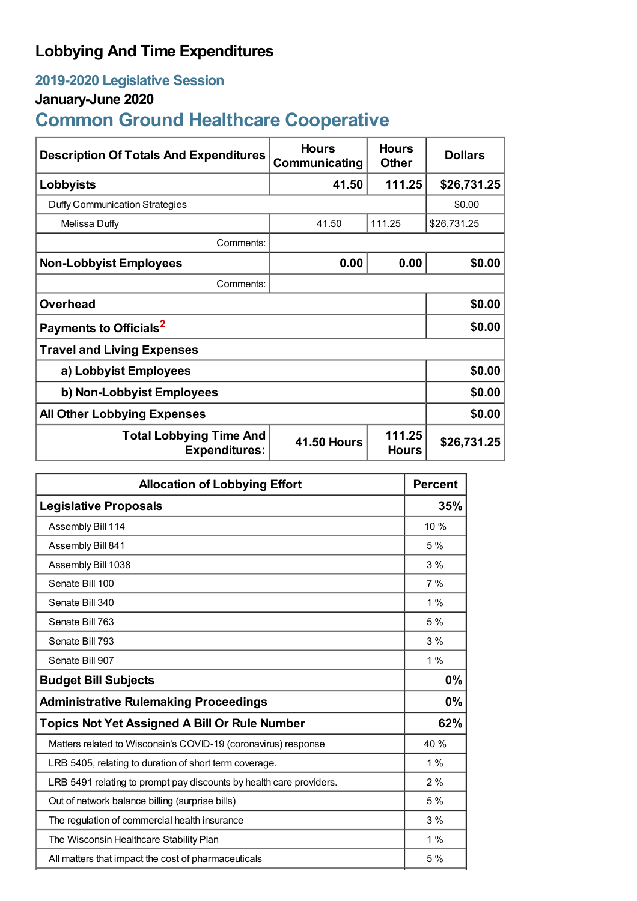# Lobbying And Time Expenditures

## 2019-2020 Legislative Session

### January-June 2020

## Common Ground Healthcare Cooperative

| Description Of Totals And Expenditures | Hours Communicating | Hours Other | Dollars |
|---|---|---|---|
| **Lobbyists** | **41.50** | **111.25** | **$26,731.25** |
| Duffy Communication Strategies | | | $0.00 |
| Melissa Duffy | 41.50 | 111.25 | $26,731.25 |
| Comments: | | | |
| **Non-Lobbyist Employees** | **0.00** | **0.00** | **$0.00** |
| Comments: | | | |
| **Overhead** | | | **$0.00** |
| **Payments to Officials**[2] | | | **$0.00** |
| **Travel and Living Expenses** | | | |
| **a) Lobbyist Employees** | | | **$0.00** |
| **b) Non-Lobbyist Employees** | | | **$0.00** |
| **All Other Lobbying Expenses** | | | **$0.00** |
| **Total Lobbying Time And Expenditures:** | **41.50 Hours** | **111.25 Hours** | **$26,731.25** |

| Allocation of Lobbying Effort | Percent |
|---|---|
| **Legislative Proposals** | **35%** |
| Assembly Bill 114 | 10 % |
| Assembly Bill 841 | 5 % |
| Assembly Bill 1038 | 3 % |
| Senate Bill 100 | 7 % |
| Senate Bill 340 | 1 % |
| Senate Bill 763 | 5 % |
| Senate Bill 793 | 3 % |
| Senate Bill 907 | 1 % |
| **Budget Bill Subjects** | **0%** |
| **Administrative Rulemaking Proceedings** | **0%** |
| **Topics Not Yet Assigned A Bill Or Rule Number** | **62%** |
| Matters related to Wisconsin's COVID-19 (coronavirus) response | 40 % |
| LRB 5405, relating to duration of short term coverage. | 1 % |
| LRB 5491 relating to prompt pay discounts by health care providers. | 2 % |
| Out of network balance billing (surprise bills) | 5 % |
| The regulation of commercial health insurance | 3 % |
| The Wisconsin Healthcare Stability Plan | 1 % |
| All matters that impact the cost of pharmaceuticals | 5 % |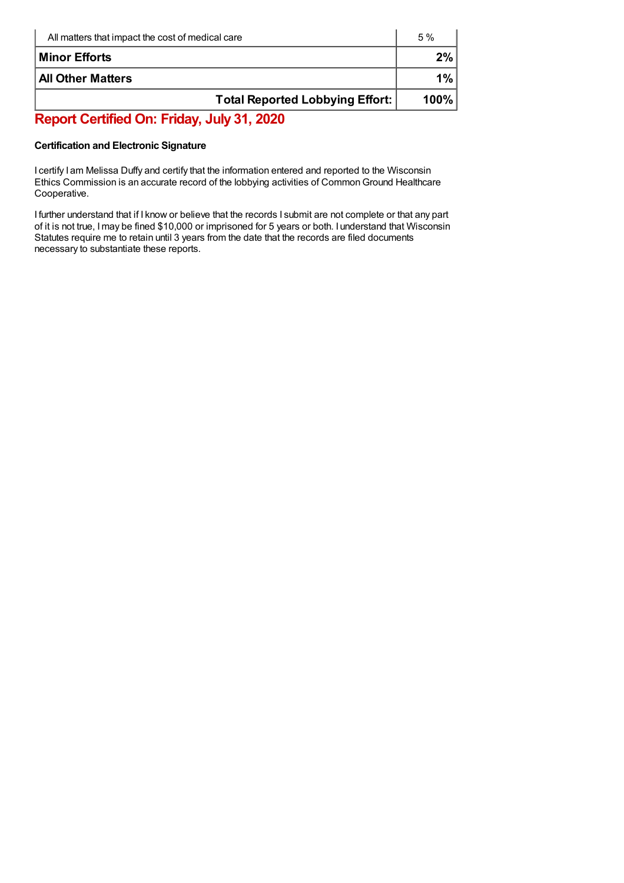| | |
|---|---|
| All matters that impact the cost of medical care | 5 % |
| **Minor Efforts** | **2%** |
| **All Other Matters** | **1%** |
| **Total Reported Lobbying Effort:** | **100%** |

## Report Certified On: Friday, July 31, 2020

**Certification and Electronic Signature**

I certify I am Melissa Duffy and certify that the information entered and reported to the Wisconsin Ethics Commission is an accurate record of the lobbying activities of Common Ground Healthcare Cooperative.

I further understand that if I know or believe that the records I submit are not complete or that any part of it is not true, I may be fined $10,000 or imprisoned for 5 years or both. I understand that Wisconsin Statutes require me to retain until 3 years from the date that the records are filed documents necessary to substantiate these reports.